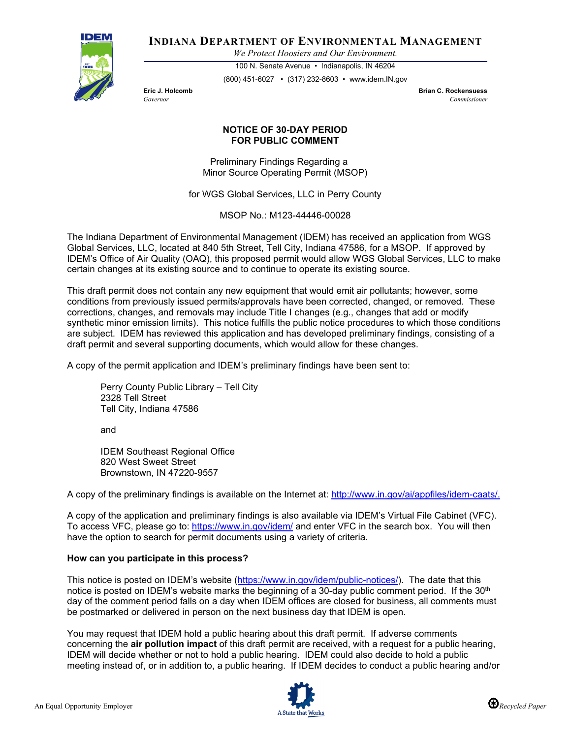# INDIANA DEPARTMENT OF ENVIRONMENTAL MANAGEMENT

*We Protect Hoosiers and Our Environment.*

100 N. Senate Avenue • Indianapolis, IN 46204

(800) 451-6027 • (317) 232-8603 • www.idem.IN.gov

**Eric J. Holcomb**
*Governor*

**Brian C. Rockensuess**
*Commissioner*

## NOTICE OF 30-DAY PERIOD FOR PUBLIC COMMENT

Preliminary Findings Regarding a
Minor Source Operating Permit (MSOP)

for WGS Global Services, LLC in Perry County

MSOP No.: M123-44446-00028

The Indiana Department of Environmental Management (IDEM) has received an application from WGS Global Services, LLC, located at 840 5th Street, Tell City, Indiana 47586, for a MSOP. If approved by IDEM's Office of Air Quality (OAQ), this proposed permit would allow WGS Global Services, LLC to make certain changes at its existing source and to continue to operate its existing source.

This draft permit does not contain any new equipment that would emit air pollutants; however, some conditions from previously issued permits/approvals have been corrected, changed, or removed. These corrections, changes, and removals may include Title I changes (e.g., changes that add or modify synthetic minor emission limits). This notice fulfills the public notice procedures to which those conditions are subject. IDEM has reviewed this application and has developed preliminary findings, consisting of a draft permit and several supporting documents, which would allow for these changes.

A copy of the permit application and IDEM's preliminary findings have been sent to:

> Perry County Public Library – Tell City
> 2328 Tell Street
> Tell City, Indiana 47586
>
> and
>
> IDEM Southeast Regional Office
> 820 West Sweet Street
> Brownstown, IN 47220-9557

A copy of the preliminary findings is available on the Internet at: http://www.in.gov/ai/appfiles/idem-caats/.

A copy of the application and preliminary findings is also available via IDEM's Virtual File Cabinet (VFC). To access VFC, please go to: https://www.in.gov/idem/ and enter VFC in the search box. You will then have the option to search for permit documents using a variety of criteria.

### How can you participate in this process?

This notice is posted on IDEM's website (https://www.in.gov/idem/public-notices/). The date that this notice is posted on IDEM's website marks the beginning of a 30-day public comment period. If the 30th day of the comment period falls on a day when IDEM offices are closed for business, all comments must be postmarked or delivered in person on the next business day that IDEM is open.

You may request that IDEM hold a public hearing about this draft permit. If adverse comments concerning the **air pollution impact** of this draft permit are received, with a request for a public hearing, IDEM will decide whether or not to hold a public hearing. IDEM could also decide to hold a public meeting instead of, or in addition to, a public hearing. If IDEM decides to conduct a public hearing and/or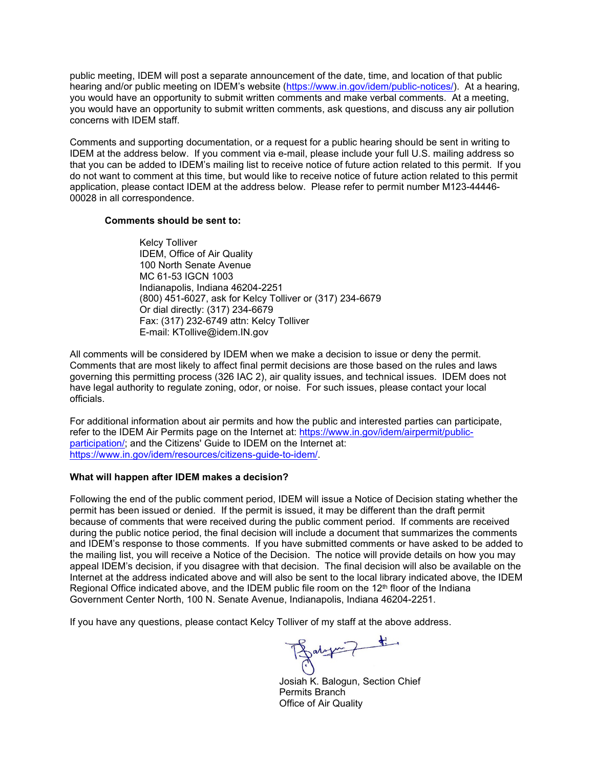public meeting, IDEM will post a separate announcement of the date, time, and location of that public hearing and/or public meeting on IDEM's website (https://www.in.gov/idem/public-notices/). At a hearing, you would have an opportunity to submit written comments and make verbal comments. At a meeting, you would have an opportunity to submit written comments, ask questions, and discuss any air pollution concerns with IDEM staff.

Comments and supporting documentation, or a request for a public hearing should be sent in writing to IDEM at the address below. If you comment via e-mail, please include your full U.S. mailing address so that you can be added to IDEM's mailing list to receive notice of future action related to this permit. If you do not want to comment at this time, but would like to receive notice of future action related to this permit application, please contact IDEM at the address below. Please refer to permit number M123-44446-00028 in all correspondence.

**Comments should be sent to:**

Kelcy Tolliver
IDEM, Office of Air Quality
100 North Senate Avenue
MC 61-53 IGCN 1003
Indianapolis, Indiana 46204-2251
(800) 451-6027, ask for Kelcy Tolliver or (317) 234-6679
Or dial directly: (317) 234-6679
Fax: (317) 232-6749 attn: Kelcy Tolliver
E-mail: KTollive@idem.IN.gov

All comments will be considered by IDEM when we make a decision to issue or deny the permit. Comments that are most likely to affect final permit decisions are those based on the rules and laws governing this permitting process (326 IAC 2), air quality issues, and technical issues. IDEM does not have legal authority to regulate zoning, odor, or noise. For such issues, please contact your local officials.

For additional information about air permits and how the public and interested parties can participate, refer to the IDEM Air Permits page on the Internet at: https://www.in.gov/idem/airpermit/public-participation/; and the Citizens' Guide to IDEM on the Internet at: https://www.in.gov/idem/resources/citizens-guide-to-idem/.

**What will happen after IDEM makes a decision?**

Following the end of the public comment period, IDEM will issue a Notice of Decision stating whether the permit has been issued or denied. If the permit is issued, it may be different than the draft permit because of comments that were received during the public comment period. If comments are received during the public notice period, the final decision will include a document that summarizes the comments and IDEM's response to those comments. If you have submitted comments or have asked to be added to the mailing list, you will receive a Notice of the Decision. The notice will provide details on how you may appeal IDEM's decision, if you disagree with that decision. The final decision will also be available on the Internet at the address indicated above and will also be sent to the local library indicated above, the IDEM Regional Office indicated above, and the IDEM public file room on the 12th floor of the Indiana Government Center North, 100 N. Senate Avenue, Indianapolis, Indiana 46204-2251.

If you have any questions, please contact Kelcy Tolliver of my staff at the above address.

Josiah K. Balogun, Section Chief
Permits Branch
Office of Air Quality